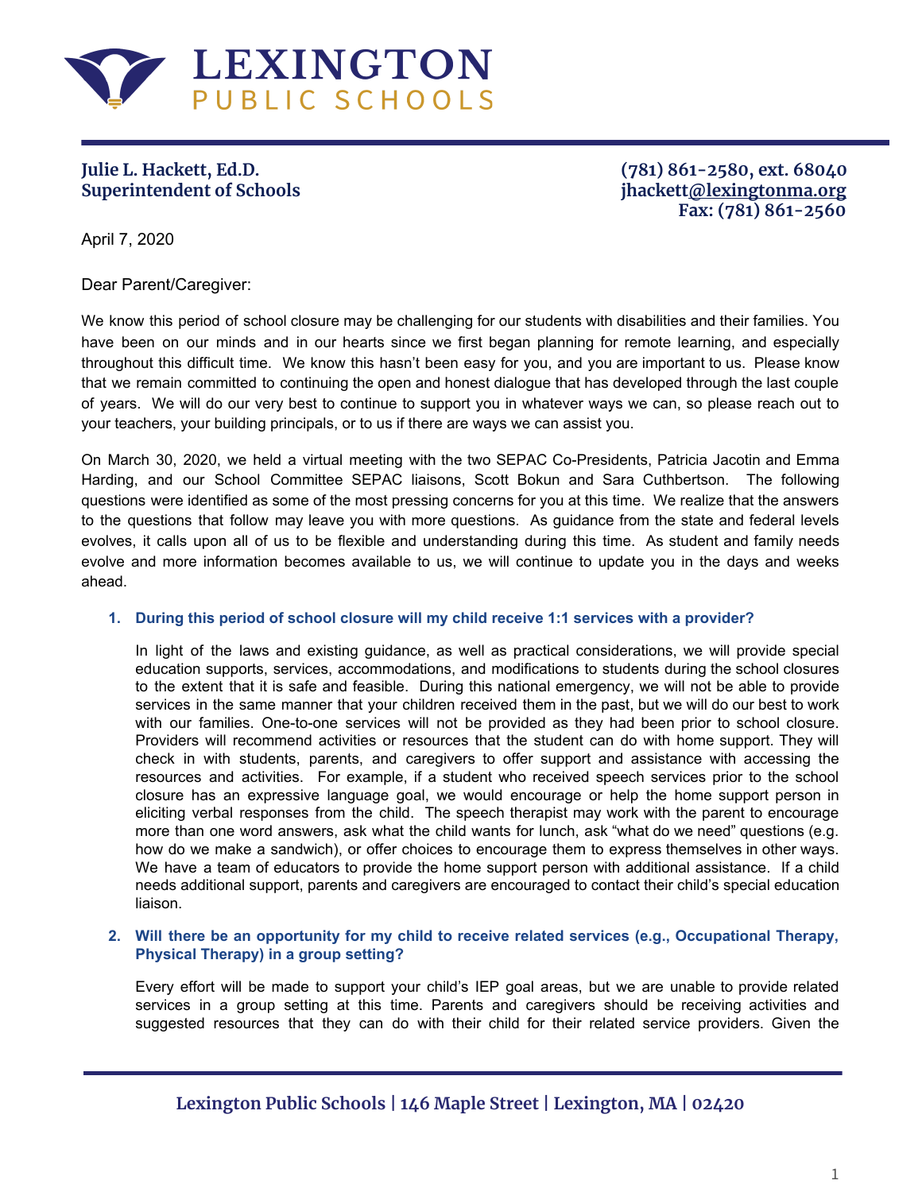# LEXINGTON
## PUBLIC SCHOOLS

**Julie L. Hackett, Ed.D.**
**Superintendent of Schools**

**(781) 861-2580, ext. 68040**
**jhackett@lexingtonma.org**
**Fax: (781) 861-2560**

April 7, 2020

Dear Parent/Caregiver:

We know this period of school closure may be challenging for our students with disabilities and their families. You have been on our minds and in our hearts since we first began planning for remote learning, and especially throughout this difficult time. We know this hasn't been easy for you, and you are important to us. Please know that we remain committed to continuing the open and honest dialogue that has developed through the last couple of years. We will do our very best to continue to support you in whatever ways we can, so please reach out to your teachers, your building principals, or to us if there are ways we can assist you.

On March 30, 2020, we held a virtual meeting with the two SEPAC Co-Presidents, Patricia Jacotin and Emma Harding, and our School Committee SEPAC liaisons, Scott Bokun and Sara Cuthbertson. The following questions were identified as some of the most pressing concerns for you at this time. We realize that the answers to the questions that follow may leave you with more questions. As guidance from the state and federal levels evolves, it calls upon all of us to be flexible and understanding during this time. As student and family needs evolve and more information becomes available to us, we will continue to update you in the days and weeks ahead.

1. **During this period of school closure will my child receive 1:1 services with a provider?**

   In light of the laws and existing guidance, as well as practical considerations, we will provide special education supports, services, accommodations, and modifications to students during the school closures to the extent that it is safe and feasible. During this national emergency, we will not be able to provide services in the same manner that your children received them in the past, but we will do our best to work with our families. One-to-one services will not be provided as they had been prior to school closure. Providers will recommend activities or resources that the student can do with home support. They will check in with students, parents, and caregivers to offer support and assistance with accessing the resources and activities. For example, if a student who received speech services prior to the school closure has an expressive language goal, we would encourage or help the home support person in eliciting verbal responses from the child. The speech therapist may work with the parent to encourage more than one word answers, ask what the child wants for lunch, ask "what do we need" questions (e.g. how do we make a sandwich), or offer choices to encourage them to express themselves in other ways. We have a team of educators to provide the home support person with additional assistance. If a child needs additional support, parents and caregivers are encouraged to contact their child's special education liaison.

2. **Will there be an opportunity for my child to receive related services (e.g., Occupational Therapy, Physical Therapy) in a group setting?**

   Every effort will be made to support your child's IEP goal areas, but we are unable to provide related services in a group setting at this time. Parents and caregivers should be receiving activities and suggested resources that they can do with their child for their related service providers. Given the

Lexington Public Schools | 146 Maple Street | Lexington, MA | 02420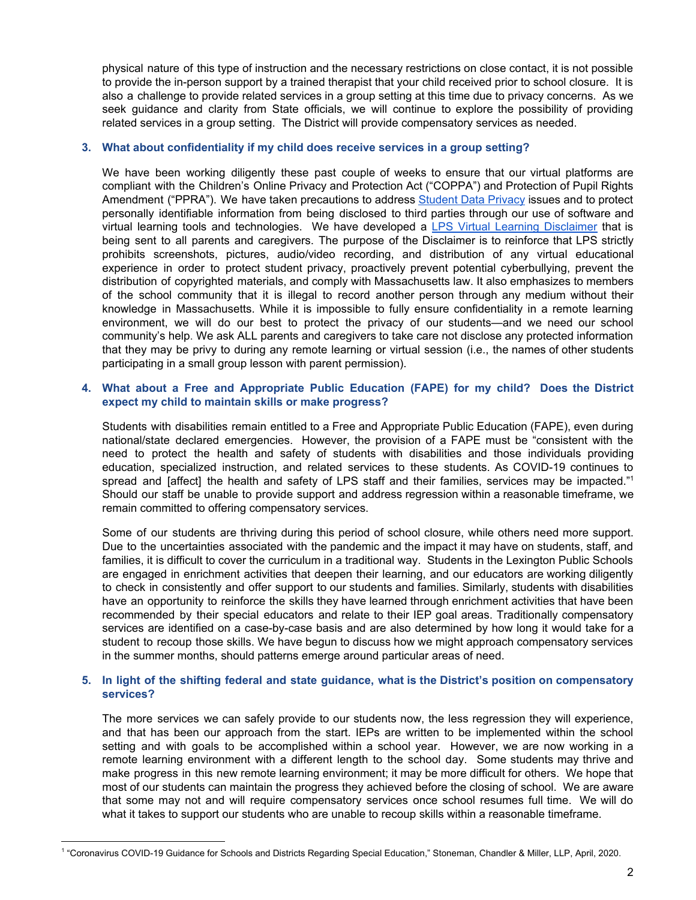physical nature of this type of instruction and the necessary restrictions on close contact, it is not possible to provide the in-person support by a trained therapist that your child received prior to school closure. It is also a challenge to provide related services in a group setting at this time due to privacy concerns. As we seek guidance and clarity from State officials, we will continue to explore the possibility of providing related services in a group setting. The District will provide compensatory services as needed.

### 3. What about confidentiality if my child does receive services in a group setting?

We have been working diligently these past couple of weeks to ensure that our virtual platforms are compliant with the Children's Online Privacy and Protection Act ("COPPA") and Protection of Pupil Rights Amendment ("PPRA"). We have taken precautions to address Student Data Privacy issues and to protect personally identifiable information from being disclosed to third parties through our use of software and virtual learning tools and technologies. We have developed a LPS Virtual Learning Disclaimer that is being sent to all parents and caregivers. The purpose of the Disclaimer is to reinforce that LPS strictly prohibits screenshots, pictures, audio/video recording, and distribution of any virtual educational experience in order to protect student privacy, proactively prevent potential cyberbullying, prevent the distribution of copyrighted materials, and comply with Massachusetts law. It also emphasizes to members of the school community that it is illegal to record another person through any medium without their knowledge in Massachusetts. While it is impossible to fully ensure confidentiality in a remote learning environment, we will do our best to protect the privacy of our students—and we need our school community's help. We ask ALL parents and caregivers to take care not disclose any protected information that they may be privy to during any remote learning or virtual session (i.e., the names of other students participating in a small group lesson with parent permission).

### 4. What about a Free and Appropriate Public Education (FAPE) for my child? Does the District expect my child to maintain skills or make progress?

Students with disabilities remain entitled to a Free and Appropriate Public Education (FAPE), even during national/state declared emergencies. However, the provision of a FAPE must be "consistent with the need to protect the health and safety of students with disabilities and those individuals providing education, specialized instruction, and related services to these students. As COVID-19 continues to spread and [affect] the health and safety of LPS staff and their families, services may be impacted."[1] Should our staff be unable to provide support and address regression within a reasonable timeframe, we remain committed to offering compensatory services.

Some of our students are thriving during this period of school closure, while others need more support. Due to the uncertainties associated with the pandemic and the impact it may have on students, staff, and families, it is difficult to cover the curriculum in a traditional way. Students in the Lexington Public Schools are engaged in enrichment activities that deepen their learning, and our educators are working diligently to check in consistently and offer support to our students and families. Similarly, students with disabilities have an opportunity to reinforce the skills they have learned through enrichment activities that have been recommended by their special educators and relate to their IEP goal areas. Traditionally compensatory services are identified on a case-by-case basis and are also determined by how long it would take for a student to recoup those skills. We have begun to discuss how we might approach compensatory services in the summer months, should patterns emerge around particular areas of need.

### 5. In light of the shifting federal and state guidance, what is the District's position on compensatory services?

The more services we can safely provide to our students now, the less regression they will experience, and that has been our approach from the start. IEPs are written to be implemented within the school setting and with goals to be accomplished within a school year. However, we are now working in a remote learning environment with a different length to the school day. Some students may thrive and make progress in this new remote learning environment; it may be more difficult for others. We hope that most of our students can maintain the progress they achieved before the closing of school. We are aware that some may not and will require compensatory services once school resumes full time. We will do what it takes to support our students who are unable to recoup skills within a reasonable timeframe.

---

[1] "Coronavirus COVID-19 Guidance for Schools and Districts Regarding Special Education," Stoneman, Chandler & Miller, LLP, April, 2020.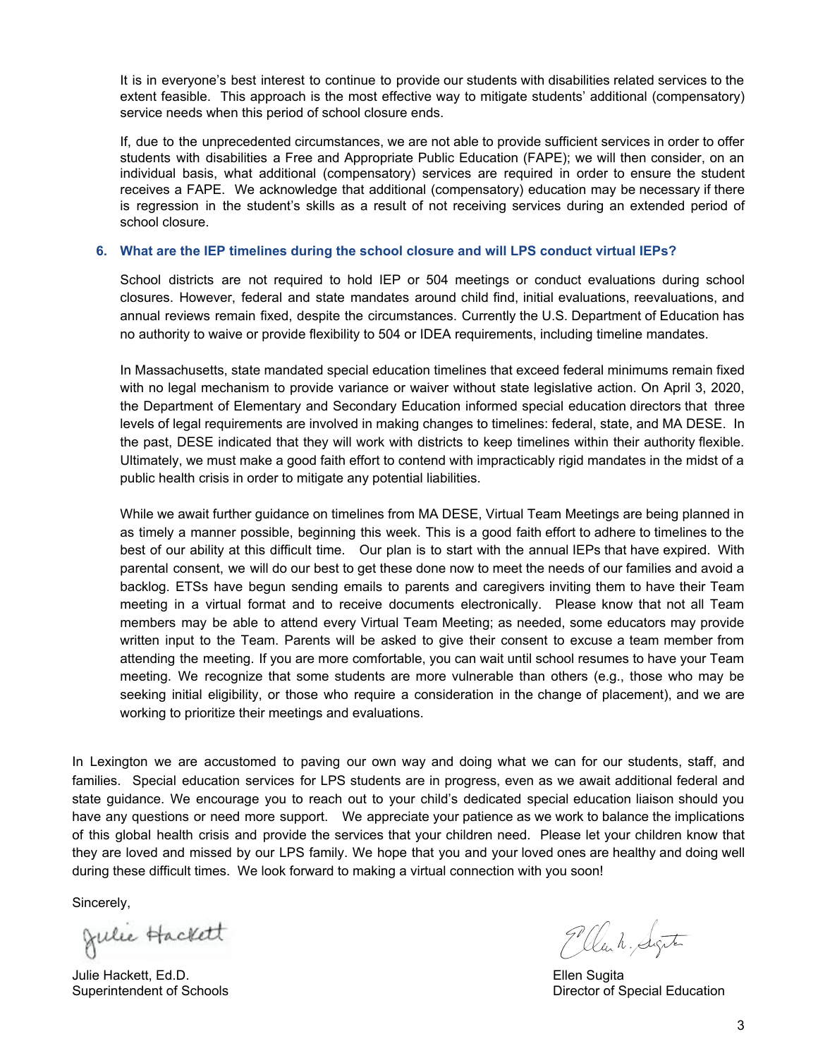It is in everyone's best interest to continue to provide our students with disabilities related services to the extent feasible. This approach is the most effective way to mitigate students' additional (compensatory) service needs when this period of school closure ends.

If, due to the unprecedented circumstances, we are not able to provide sufficient services in order to offer students with disabilities a Free and Appropriate Public Education (FAPE); we will then consider, on an individual basis, what additional (compensatory) services are required in order to ensure the student receives a FAPE. We acknowledge that additional (compensatory) education may be necessary if there is regression in the student's skills as a result of not receiving services during an extended period of school closure.

**6. What are the IEP timelines during the school closure and will LPS conduct virtual IEPs?**

School districts are not required to hold IEP or 504 meetings or conduct evaluations during school closures. However, federal and state mandates around child find, initial evaluations, reevaluations, and annual reviews remain fixed, despite the circumstances. Currently the U.S. Department of Education has no authority to waive or provide flexibility to 504 or IDEA requirements, including timeline mandates.

In Massachusetts, state mandated special education timelines that exceed federal minimums remain fixed with no legal mechanism to provide variance or waiver without state legislative action. On April 3, 2020, the Department of Elementary and Secondary Education informed special education directors that three levels of legal requirements are involved in making changes to timelines: federal, state, and MA DESE. In the past, DESE indicated that they will work with districts to keep timelines within their authority flexible. Ultimately, we must make a good faith effort to contend with impracticably rigid mandates in the midst of a public health crisis in order to mitigate any potential liabilities.

While we await further guidance on timelines from MA DESE, Virtual Team Meetings are being planned in as timely a manner possible, beginning this week. This is a good faith effort to adhere to timelines to the best of our ability at this difficult time. Our plan is to start with the annual IEPs that have expired. With parental consent, we will do our best to get these done now to meet the needs of our families and avoid a backlog. ETSs have begun sending emails to parents and caregivers inviting them to have their Team meeting in a virtual format and to receive documents electronically. Please know that not all Team members may be able to attend every Virtual Team Meeting; as needed, some educators may provide written input to the Team. Parents will be asked to give their consent to excuse a team member from attending the meeting. If you are more comfortable, you can wait until school resumes to have your Team meeting. We recognize that some students are more vulnerable than others (e.g., those who may be seeking initial eligibility, or those who require a consideration in the change of placement), and we are working to prioritize their meetings and evaluations.

In Lexington we are accustomed to paving our own way and doing what we can for our students, staff, and families. Special education services for LPS students are in progress, even as we await additional federal and state guidance. We encourage you to reach out to your child's dedicated special education liaison should you have any questions or need more support. We appreciate your patience as we work to balance the implications of this global health crisis and provide the services that your children need. Please let your children know that they are loved and missed by our LPS family. We hope that you and your loved ones are healthy and doing well during these difficult times. We look forward to making a virtual connection with you soon!

Sincerely,

Julie Hackett, Ed.D.
Superintendent of Schools

Ellen Sugita
Director of Special Education